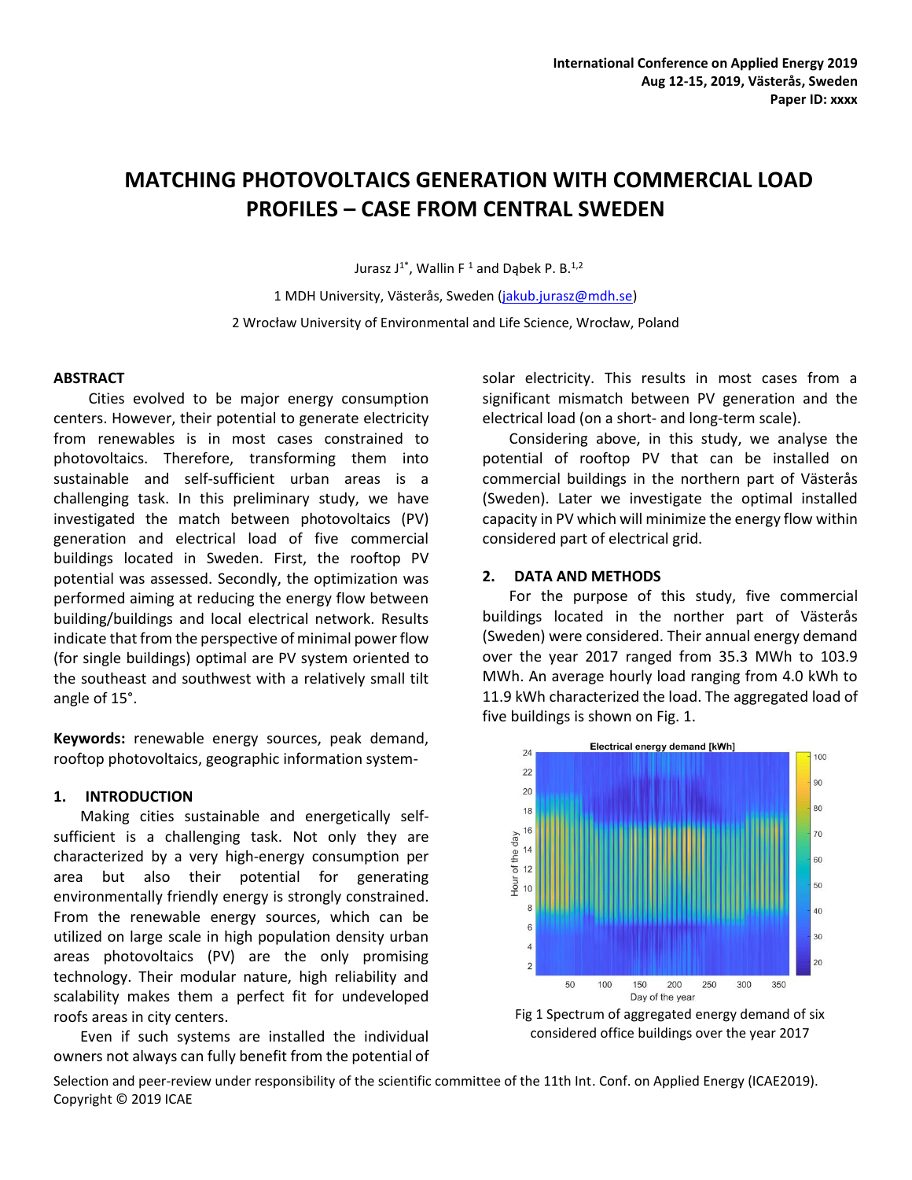# MATCHING PHOTOVOLTAICS GENERATION WITH COMMERCIAL LOAD PROFILES – CASE FROM CENTRAL SWEDEN

Jurasz J[1*], Wallin F [1] and Dąbek P. B.[1,2]

1 MDH University, Västerås, Sweden (jakub.jurasz@mdh.se)

2 Wrocław University of Environmental and Life Science, Wrocław, Poland

## ABSTRACT

Cities evolved to be major energy consumption centers. However, their potential to generate electricity from renewables is in most cases constrained to photovoltaics. Therefore, transforming them into sustainable and self-sufficient urban areas is a challenging task. In this preliminary study, we have investigated the match between photovoltaics (PV) generation and electrical load of five commercial buildings located in Sweden. First, the rooftop PV potential was assessed. Secondly, the optimization was performed aiming at reducing the energy flow between building/buildings and local electrical network. Results indicate that from the perspective of minimal power flow (for single buildings) optimal are PV system oriented to the southeast and southwest with a relatively small tilt angle of 15°.

**Keywords:** renewable energy sources, peak demand, rooftop photovoltaics, geographic information system-

## 1. INTRODUCTION

Making cities sustainable and energetically self-sufficient is a challenging task. Not only they are characterized by a very high-energy consumption per area but also their potential for generating environmentally friendly energy is strongly constrained. From the renewable energy sources, which can be utilized on large scale in high population density urban areas photovoltaics (PV) are the only promising technology. Their modular nature, high reliability and scalability makes them a perfect fit for undeveloped roofs areas in city centers.

Even if such systems are installed the individual owners not always can fully benefit from the potential of solar electricity. This results in most cases from a significant mismatch between PV generation and the electrical load (on a short- and long-term scale).

Considering above, in this study, we analyse the potential of rooftop PV that can be installed on commercial buildings in the northern part of Västerås (Sweden). Later we investigate the optimal installed capacity in PV which will minimize the energy flow within considered part of electrical grid.

## 2. DATA AND METHODS

For the purpose of this study, five commercial buildings located in the norther part of Västerås (Sweden) were considered. Their annual energy demand over the year 2017 ranged from 35.3 MWh to 103.9 MWh. An average hourly load ranging from 4.0 kWh to 11.9 kWh characterized the load. The aggregated load of five buildings is shown on Fig. 1.

Fig 1 Spectrum of aggregated energy demand of six considered office buildings over the year 2017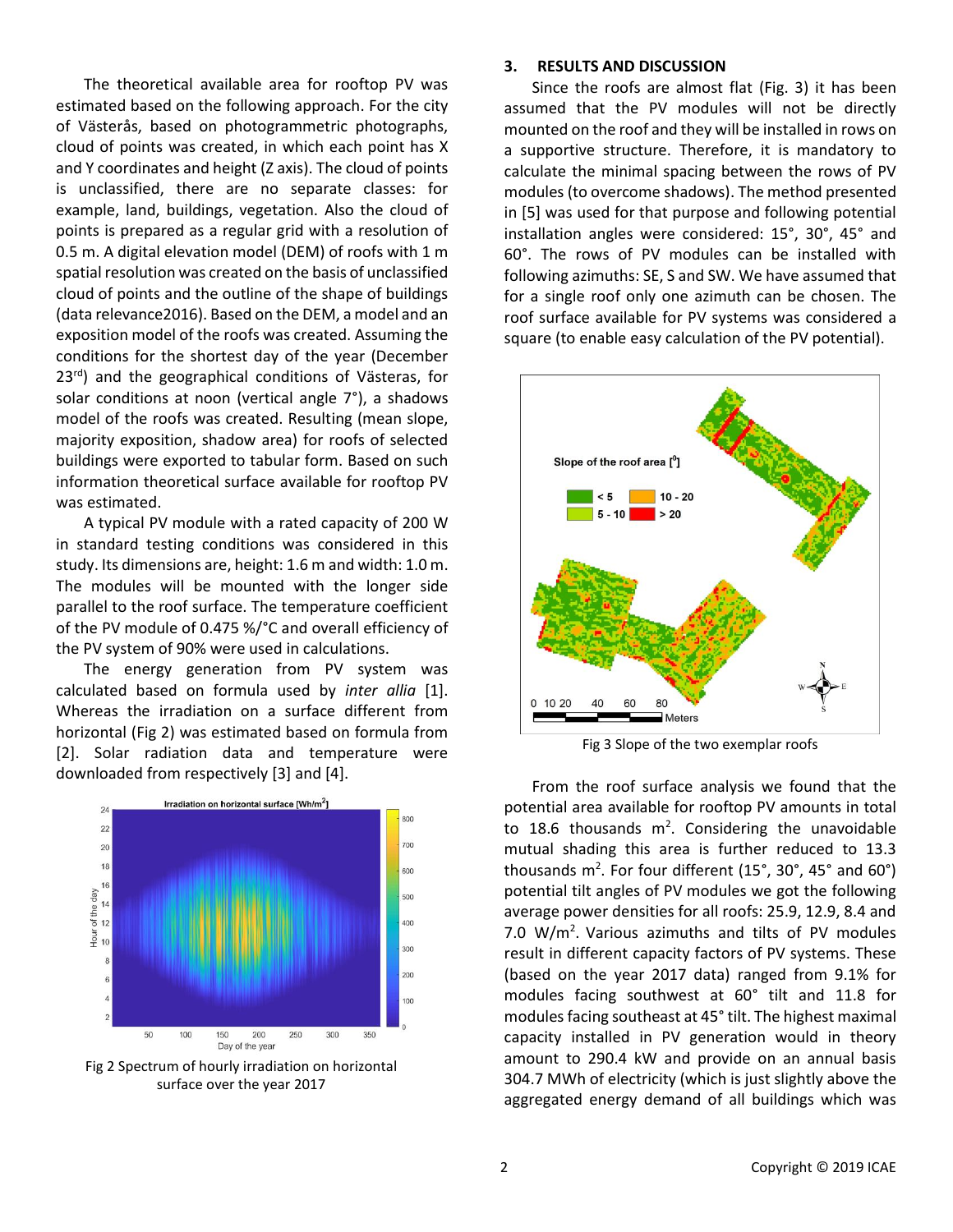The theoretical available area for rooftop PV was estimated based on the following approach. For the city of Västerås, based on photogrammetric photographs, cloud of points was created, in which each point has X and Y coordinates and height (Z axis). The cloud of points is unclassified, there are no separate classes: for example, land, buildings, vegetation. Also the cloud of points is prepared as a regular grid with a resolution of 0.5 m. A digital elevation model (DEM) of roofs with 1 m spatial resolution was created on the basis of unclassified cloud of points and the outline of the shape of buildings (data relevance2016). Based on the DEM, a model and an exposition model of the roofs was created. Assuming the conditions for the shortest day of the year (December 23[rd]) and the geographical conditions of Västeras, for solar conditions at noon (vertical angle 7°), a shadows model of the roofs was created. Resulting (mean slope, majority exposition, shadow area) for roofs of selected buildings were exported to tabular form. Based on such information theoretical surface available for rooftop PV was estimated.

A typical PV module with a rated capacity of 200 W in standard testing conditions was considered in this study. Its dimensions are, height: 1.6 m and width: 1.0 m. The modules will be mounted with the longer side parallel to the roof surface. The temperature coefficient of the PV module of 0.475 %/°C and overall efficiency of the PV system of 90% were used in calculations.

The energy generation from PV system was calculated based on formula used by *inter allia* [1]. Whereas the irradiation on a surface different from horizontal (Fig 2) was estimated based on formula from [2]. Solar radiation data and temperature were downloaded from respectively [3] and [4].

Fig 2 Spectrum of hourly irradiation on horizontal surface over the year 2017

## 3. RESULTS AND DISCUSSION

Since the roofs are almost flat (Fig. 3) it has been assumed that the PV modules will not be directly mounted on the roof and they will be installed in rows on a supportive structure. Therefore, it is mandatory to calculate the minimal spacing between the rows of PV modules (to overcome shadows). The method presented in [5] was used for that purpose and following potential installation angles were considered: 15°, 30°, 45° and 60°. The rows of PV modules can be installed with following azimuths: SE, S and SW. We have assumed that for a single roof only one azimuth can be chosen. The roof surface available for PV systems was considered a square (to enable easy calculation of the PV potential).

Fig 3 Slope of the two exemplar roofs

From the roof surface analysis we found that the potential area available for rooftop PV amounts in total to 18.6 thousands m$^2$. Considering the unavoidable mutual shading this area is further reduced to 13.3 thousands m$^2$. For four different (15°, 30°, 45° and 60°) potential tilt angles of PV modules we got the following average power densities for all roofs: 25.9, 12.9, 8.4 and 7.0 W/m$^2$. Various azimuths and tilts of PV modules result in different capacity factors of PV systems. These (based on the year 2017 data) ranged from 9.1% for modules facing southwest at 60° tilt and 11.8 for modules facing southeast at 45° tilt. The highest maximal capacity installed in PV generation would in theory amount to 290.4 kW and provide on an annual basis 304.7 MWh of electricity (which is just slightly above the aggregated energy demand of all buildings which was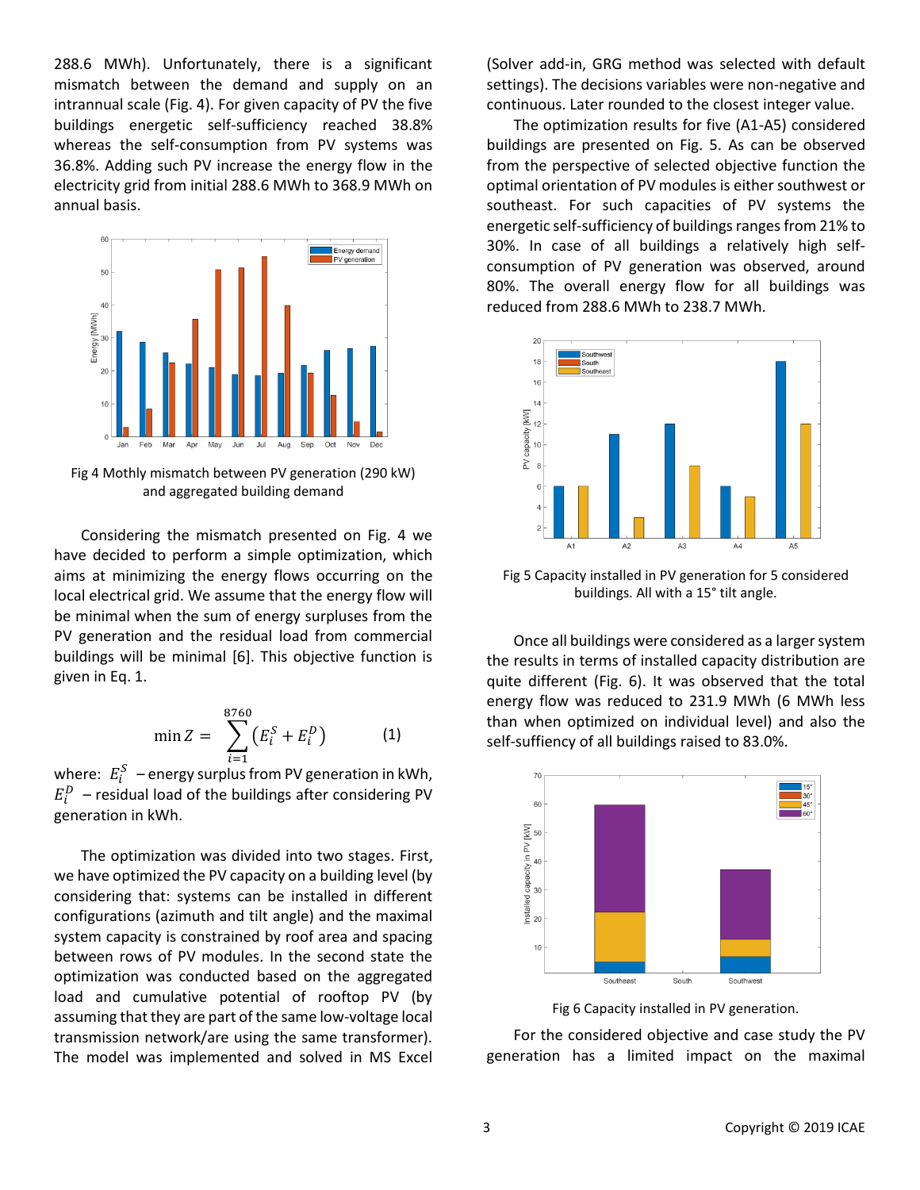288.6 MWh). Unfortunately, there is a significant mismatch between the demand and supply on an intrannual scale (Fig. 4). For given capacity of PV the five buildings energetic self-sufficiency reached 38.8% whereas the self-consumption from PV systems was 36.8%. Adding such PV increase the energy flow in the electricity grid from initial 288.6 MWh to 368.9 MWh on annual basis.

Fig 4 Mothly mismatch between PV generation (290 kW) and aggregated building demand

Considering the mismatch presented on Fig. 4 we have decided to perform a simple optimization, which aims at minimizing the energy flows occurring on the local electrical grid. We assume that the energy flow will be minimal when the sum of energy surpluses from the PV generation and the residual load from commercial buildings will be minimal [6]. This objective function is given in Eq. 1.

$$\min Z = \sum_{i=1}^{8760} \left( E_i^S + E_i^D \right) \qquad (1)$$

where: $E_i^S$ – energy surplus from PV generation in kWh, $E_i^D$ – residual load of the buildings after considering PV generation in kWh.

The optimization was divided into two stages. First, we have optimized the PV capacity on a building level (by considering that: systems can be installed in different configurations (azimuth and tilt angle) and the maximal system capacity is constrained by roof area and spacing between rows of PV modules. In the second state the optimization was conducted based on the aggregated load and cumulative potential of rooftop PV (by assuming that they are part of the same low-voltage local transmission network/are using the same transformer). The model was implemented and solved in MS Excel (Solver add-in, GRG method was selected with default settings). The decisions variables were non-negative and continuous. Later rounded to the closest integer value.

The optimization results for five (A1-A5) considered buildings are presented on Fig. 5. As can be observed from the perspective of selected objective function the optimal orientation of PV modules is either southwest or southeast. For such capacities of PV systems the energetic self-sufficiency of buildings ranges from 21% to 30%. In case of all buildings a relatively high self-consumption of PV generation was observed, around 80%. The overall energy flow for all buildings was reduced from 288.6 MWh to 238.7 MWh.

Fig 5 Capacity installed in PV generation for 5 considered buildings. All with a 15° tilt angle.

Once all buildings were considered as a larger system the results in terms of installed capacity distribution are quite different (Fig. 6). It was observed that the total energy flow was reduced to 231.9 MWh (6 MWh less than when optimized on individual level) and also the self-suffiency of all buildings raised to 83.0%.

Fig 6 Capacity installed in PV generation.

For the considered objective and case study the PV generation has a limited impact on the maximal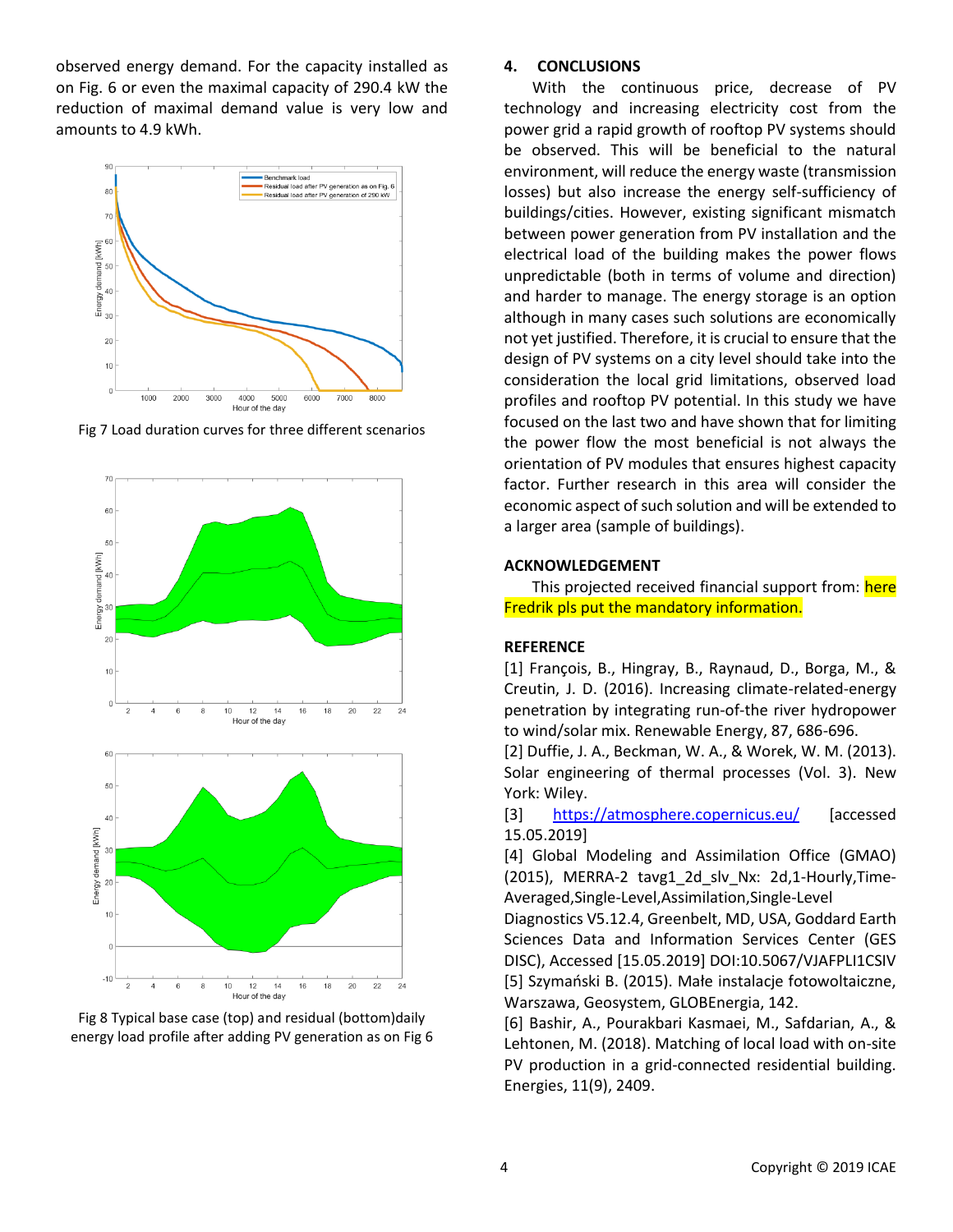observed energy demand. For the capacity installed as on Fig. 6 or even the maximal capacity of 290.4 kW the reduction of maximal demand value is very low and amounts to 4.9 kWh.

Benchmark load
Residual load after PV generation as on Fig. 6
Residual load after PV generation of 290 kW
Energy demand [kWh]
Hour of the day
0
10
20
30
40
50
60
70
80
90
1000
2000
3000
4000
5000
6000
7000
8000

Fig 7 Load duration curves for three different scenarios

Energy demand [kWh]
Hour of the day
0
10
20
30
40
50
60
70
2
4
6
8
10
12
14
16
18
20
22
24

Energy demand [kWh]
Hour of the day
-10
0
10
20
30
40
50
60
2
4
6
8
10
12
14
16
18
20
22
24

Fig 8 Typical base case (top) and residual (bottom)daily energy load profile after adding PV generation as on Fig 6

## 4. CONCLUSIONS

With the continuous price, decrease of PV technology and increasing electricity cost from the power grid a rapid growth of rooftop PV systems should be observed. This will be beneficial to the natural environment, will reduce the energy waste (transmission losses) but also increase the energy self-sufficiency of buildings/cities. However, existing significant mismatch between power generation from PV installation and the electrical load of the building makes the power flows unpredictable (both in terms of volume and direction) and harder to manage. The energy storage is an option although in many cases such solutions are economically not yet justified. Therefore, it is crucial to ensure that the design of PV systems on a city level should take into the consideration the local grid limitations, observed load profiles and rooftop PV potential. In this study we have focused on the last two and have shown that for limiting the power flow the most beneficial is not always the orientation of PV modules that ensures highest capacity factor. Further research in this area will consider the economic aspect of such solution and will be extended to a larger area (sample of buildings).

## ACKNOWLEDGEMENT

This projected received financial support from: here Fredrik pls put the mandatory information.

## REFERENCE

[1] François, B., Hingray, B., Raynaud, D., Borga, M., & Creutin, J. D. (2016). Increasing climate-related-energy penetration by integrating run-of-the river hydropower to wind/solar mix. Renewable Energy, 87, 686-696.

[2] Duffie, J. A., Beckman, W. A., & Worek, W. M. (2013). Solar engineering of thermal processes (Vol. 3). New York: Wiley.

[3] https://atmosphere.copernicus.eu/ [accessed 15.05.2019]

[4] Global Modeling and Assimilation Office (GMAO) (2015), MERRA-2 tavg1_2d_slv_Nx: 2d,1-Hourly,Time-Averaged,Single-Level,Assimilation,Single-Level Diagnostics V5.12.4, Greenbelt, MD, USA, Goddard Earth Sciences Data and Information Services Center (GES DISC), Accessed [15.05.2019] DOI:10.5067/VJAFPLI1CSIV

[5] Szymański B. (2015). Małe instalacje fotowoltaiczne, Warszawa, Geosystem, GLOBEnergia, 142.

[6] Bashir, A., Pourakbari Kasmaei, M., Safdarian, A., & Lehtonen, M. (2018). Matching of local load with on-site PV production in a grid-connected residential building. Energies, 11(9), 2409.